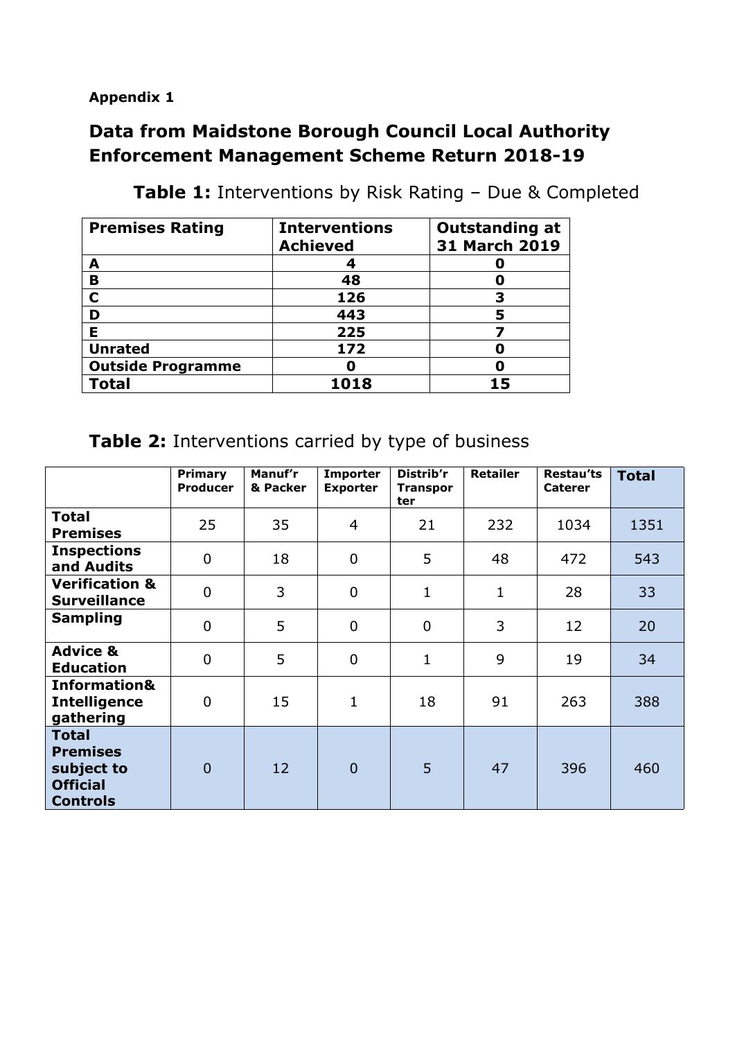**Appendix 1**

## Data from Maidstone Borough Council Local Authority Enforcement Management Scheme Return 2018-19

**Table 1:** Interventions by Risk Rating – Due & Completed

| Premises Rating | Interventions Achieved | Outstanding at 31 March 2019 |
|---|---|---|
| **A** | **4** | **0** |
| **B** | **48** | **0** |
| **C** | **126** | **3** |
| **D** | **443** | **5** |
| **E** | **225** | **7** |
| **Unrated** | **172** | **0** |
| **Outside Programme** | **0** | **0** |
| **Total** | **1018** | **15** |

**Table 2:** Interventions carried by type of business

| | Primary Producer | Manuf'r & Packer | Importer Exporter | Distrib'r Transporter | Retailer | Restau'ts Caterer | Total |
|---|---|---|---|---|---|---|---|
| **Total Premises** | 25 | 35 | 4 | 21 | 232 | 1034 | 1351 |
| **Inspections and Audits** | 0 | 18 | 0 | 5 | 48 | 472 | 543 |
| **Verification & Surveillance** | 0 | 3 | 0 | 1 | 1 | 28 | 33 |
| **Sampling** | 0 | 5 | 0 | 0 | 3 | 12 | 20 |
| **Advice & Education** | 0 | 5 | 0 | 1 | 9 | 19 | 34 |
| **Information& Intelligence gathering** | 0 | 15 | 1 | 18 | 91 | 263 | 388 |
| **Total Premises subject to Official Controls** | 0 | 12 | 0 | 5 | 47 | 396 | 460 |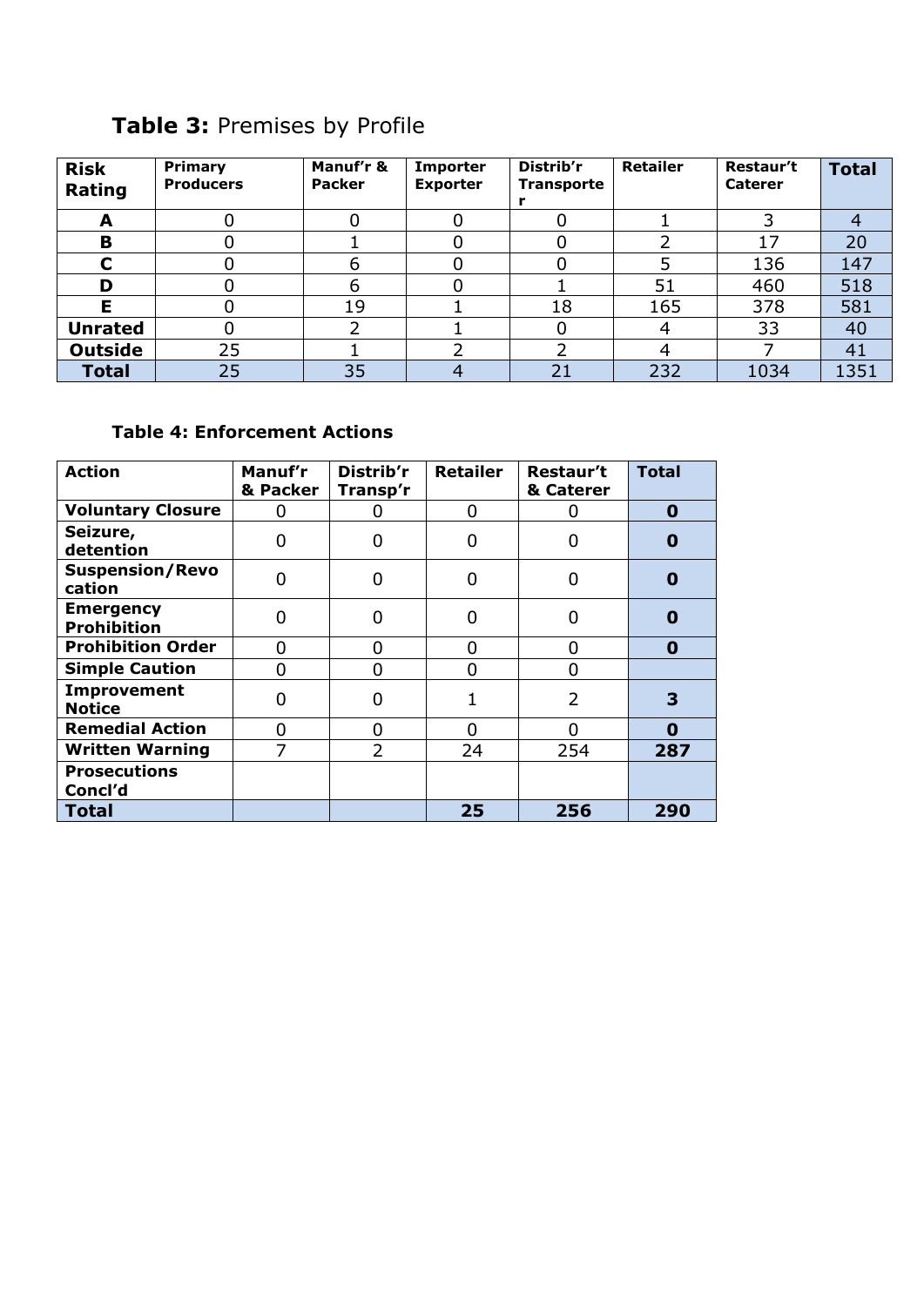## **Table 3:** Premises by Profile

| Risk Rating | Primary Producers | Manuf'r & Packer | Importer Exporter | Distrib'r Transporter | Retailer | Restaur't Caterer | Total |
|---|---|---|---|---|---|---|---|
| **A** | 0 | 0 | 0 | 0 | 1 | 3 | 4 |
| **B** | 0 | 1 | 0 | 0 | 2 | 17 | 20 |
| **C** | 0 | 6 | 0 | 0 | 5 | 136 | 147 |
| **D** | 0 | 6 | 0 | 1 | 51 | 460 | 518 |
| **E** | 0 | 19 | 1 | 18 | 165 | 378 | 581 |
| **Unrated** | 0 | 2 | 1 | 0 | 4 | 33 | 40 |
| **Outside** | 25 | 1 | 2 | 2 | 4 | 7 | 41 |
| **Total** | 25 | 35 | 4 | 21 | 232 | 1034 | 1351 |

### Table 4: Enforcement Actions

| Action | Manuf'r & Packer | Distrib'r Transp'r | Retailer | Restaur't & Caterer | Total |
|---|---|---|---|---|---|
| **Voluntary Closure** | 0 | 0 | 0 | 0 | **0** |
| **Seizure, detention** | 0 | 0 | 0 | 0 | **0** |
| **Suspension/Revocation** | 0 | 0 | 0 | 0 | **0** |
| **Emergency Prohibition** | 0 | 0 | 0 | 0 | **0** |
| **Prohibition Order** | 0 | 0 | 0 | 0 | **0** |
| **Simple Caution** | 0 | 0 | 0 | 0 | |
| **Improvement Notice** | 0 | 0 | 1 | 2 | **3** |
| **Remedial Action** | 0 | 0 | 0 | 0 | **0** |
| **Written Warning** | 7 | 2 | 24 | 254 | **287** |
| **Prosecutions Concl'd** | | | | | |
| **Total** | | | **25** | **256** | **290** |